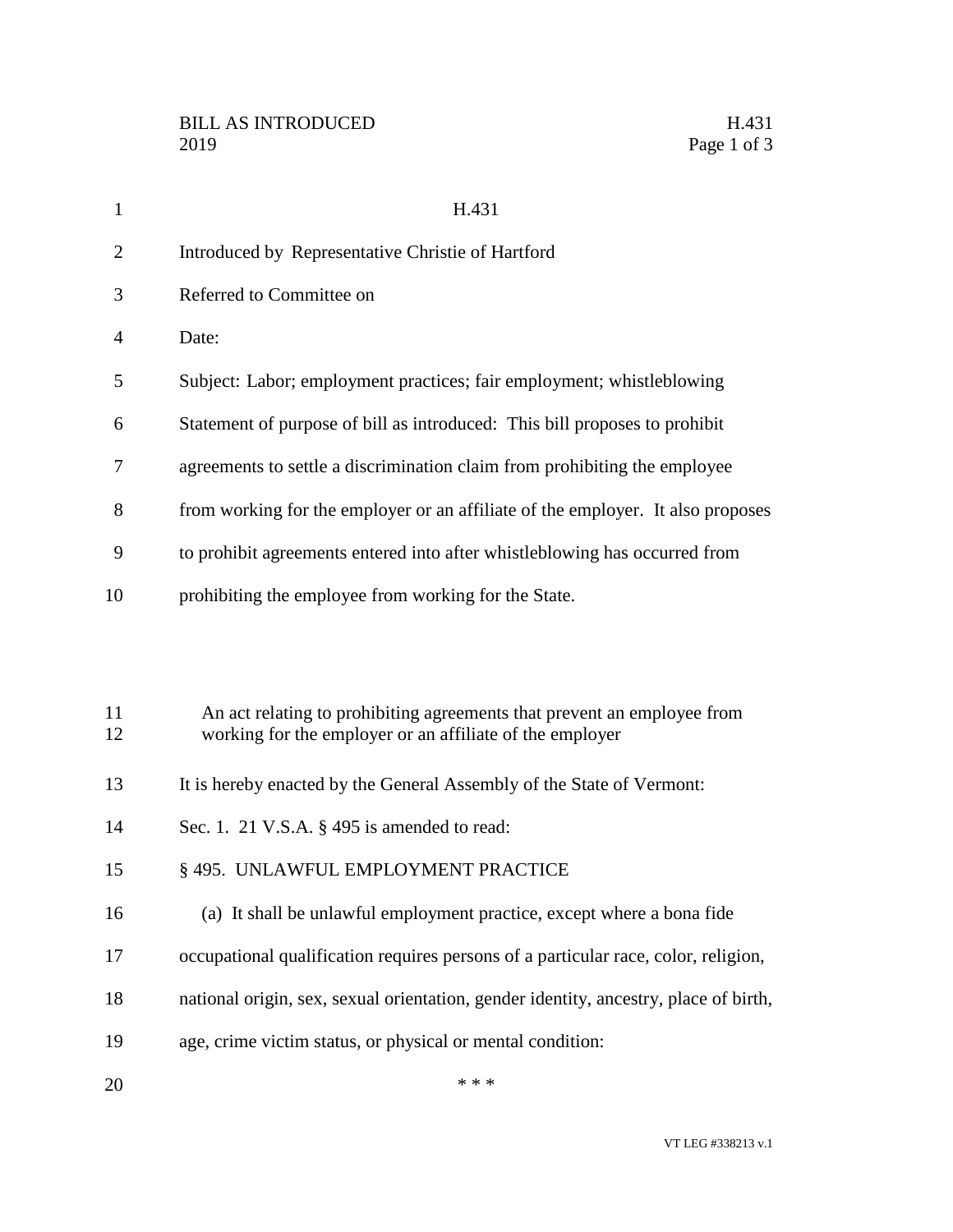H.431

Introduced by Representative Christie of Hartford

Referred to Committee on

Date:

Subject: Labor; employment practices; fair employment; whistleblowing

Statement of purpose of bill as introduced: This bill proposes to prohibit agreements to settle a discrimination claim from prohibiting the employee from working for the employer or an affiliate of the employer. It also proposes to prohibit agreements entered into after whistleblowing has occurred from prohibiting the employee from working for the State.

An act relating to prohibiting agreements that prevent an employee from working for the employer or an affiliate of the employer

It is hereby enacted by the General Assembly of the State of Vermont:

Sec. 1. 21 V.S.A. § 495 is amended to read:

§ 495. UNLAWFUL EMPLOYMENT PRACTICE

(a) It shall be unlawful employment practice, except where a bona fide occupational qualification requires persons of a particular race, color, religion, national origin, sex, sexual orientation, gender identity, ancestry, place of birth, age, crime victim status, or physical or mental condition:

\* \* \*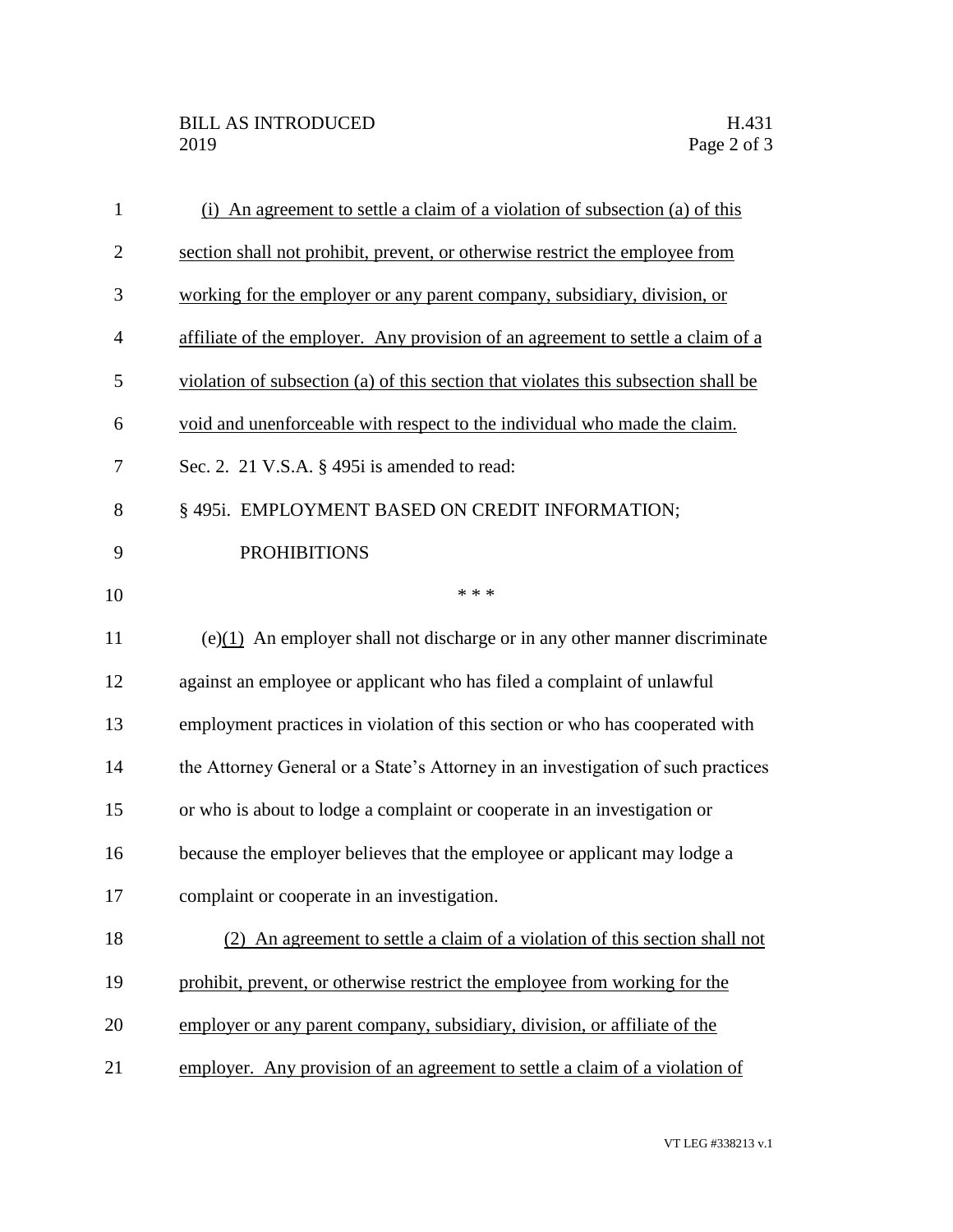(i) An agreement to settle a claim of a violation of subsection (a) of this section shall not prohibit, prevent, or otherwise restrict the employee from working for the employer or any parent company, subsidiary, division, or affiliate of the employer. Any provision of an agreement to settle a claim of a violation of subsection (a) of this section that violates this subsection shall be void and unenforceable with respect to the individual who made the claim.

Sec. 2. 21 V.S.A. § 495i is amended to read:

§ 495i. EMPLOYMENT BASED ON CREDIT INFORMATION; PROHIBITIONS

\* \* \*

(e)(1) An employer shall not discharge or in any other manner discriminate against an employee or applicant who has filed a complaint of unlawful employment practices in violation of this section or who has cooperated with the Attorney General or a State's Attorney in an investigation of such practices or who is about to lodge a complaint or cooperate in an investigation or because the employer believes that the employee or applicant may lodge a complaint or cooperate in an investigation.

(2) An agreement to settle a claim of a violation of this section shall not prohibit, prevent, or otherwise restrict the employee from working for the employer or any parent company, subsidiary, division, or affiliate of the employer. Any provision of an agreement to settle a claim of a violation of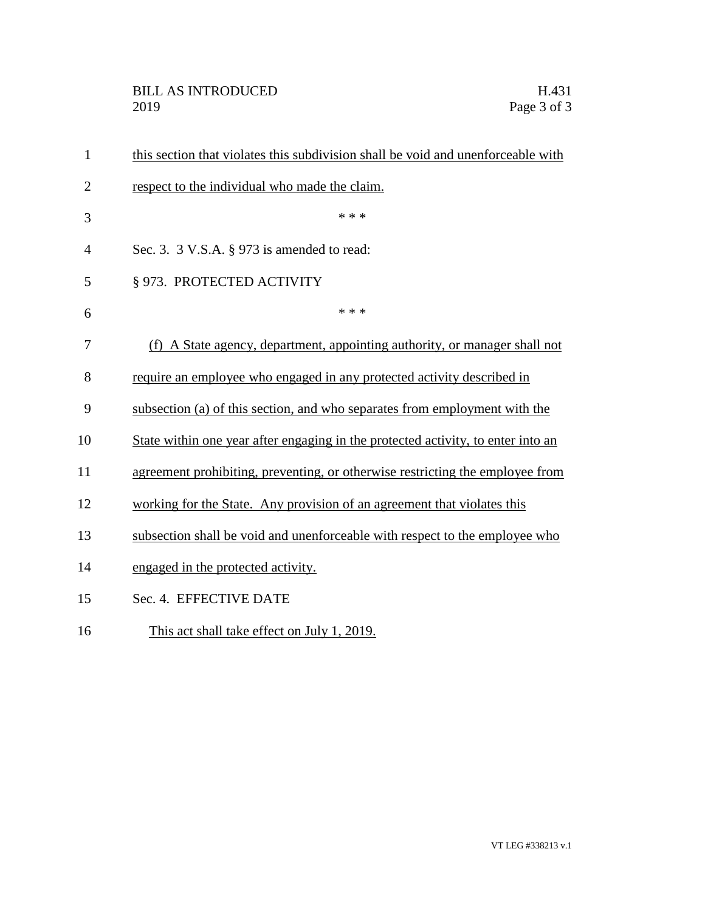this section that violates this subdivision shall be void and unenforceable with respect to the individual who made the claim.

\* \* \*

Sec. 3. 3 V.S.A. § 973 is amended to read:

§ 973. PROTECTED ACTIVITY

\* \* \*

(f) A State agency, department, appointing authority, or manager shall not require an employee who engaged in any protected activity described in subsection (a) of this section, and who separates from employment with the State within one year after engaging in the protected activity, to enter into an agreement prohibiting, preventing, or otherwise restricting the employee from working for the State. Any provision of an agreement that violates this subsection shall be void and unenforceable with respect to the employee who engaged in the protected activity.

Sec. 4. EFFECTIVE DATE

This act shall take effect on July 1, 2019.